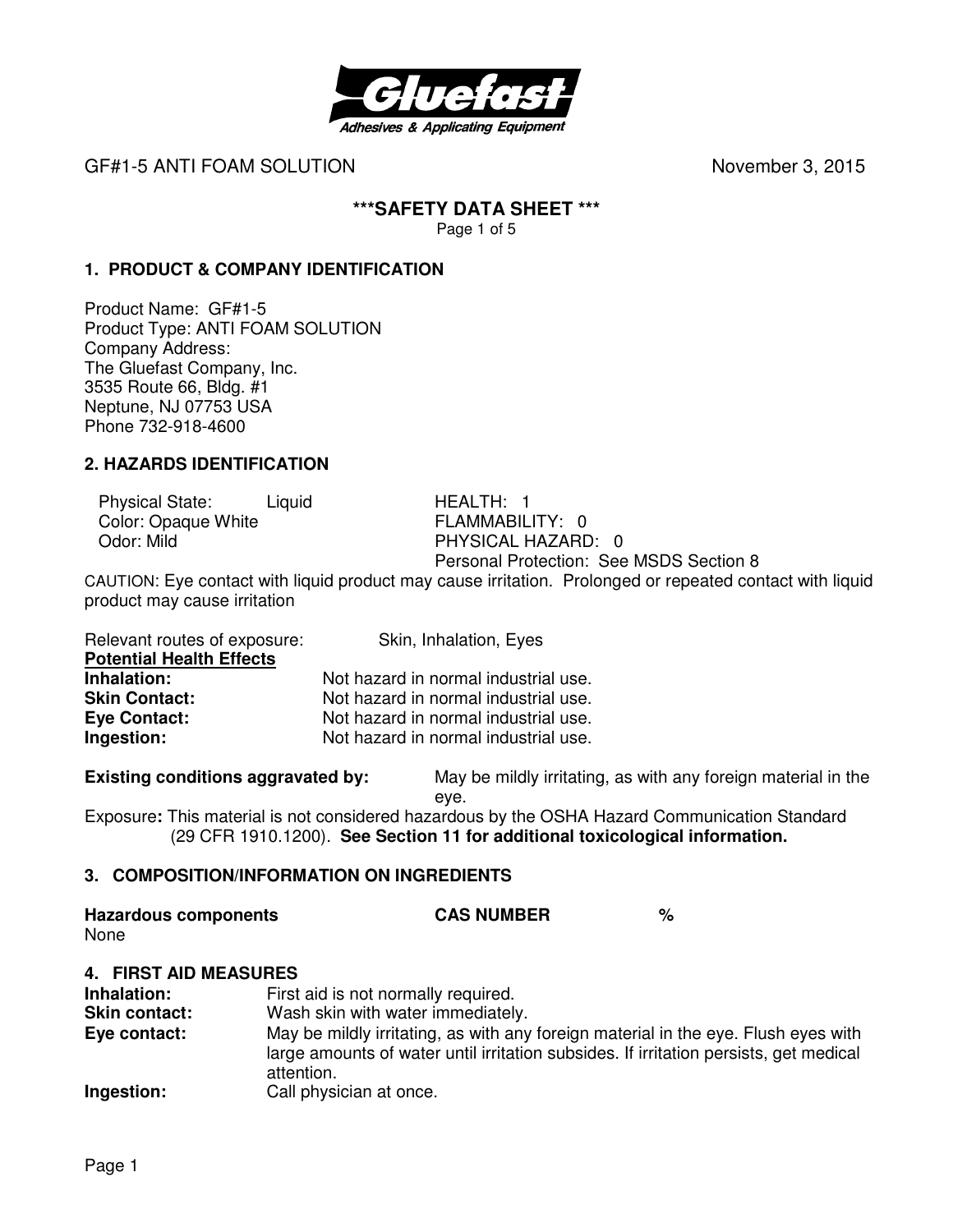GF#1-5 ANTI FOAM SOLUTION November 3, 2015

# ***SAFETY DATA SHEET ***

## 1. PRODUCT & COMPANY IDENTIFICATION

Product Name: GF#1-5
Product Type: ANTI FOAM SOLUTION
Company Address:
The Gluefast Company, Inc.
3535 Route 66, Bldg. #1
Neptune, NJ 07753 USA
Phone 732-918-4600

## 2. HAZARDS IDENTIFICATION

| | | |
|---|---|---|
| Physical State: | Liquid | HEALTH: 1 |
| Color: Opaque White | | FLAMMABILITY: 0 |
| Odor: Mild | | PHYSICAL HAZARD: 0 |
| | | Personal Protection: See MSDS Section 8 |

CAUTION: Eye contact with liquid product may cause irritation. Prolonged or repeated contact with liquid product may cause irritation

Relevant routes of exposure: Skin, Inhalation, Eyes

**Potential Health Effects**

**Inhalation:** Not hazard in normal industrial use.
**Skin Contact:** Not hazard in normal industrial use.
**Eye Contact:** Not hazard in normal industrial use.
**Ingestion:** Not hazard in normal industrial use.

**Existing conditions aggravated by:** May be mildly irritating, as with any foreign material in the eye.

Exposure**:** This material is not considered hazardous by the OSHA Hazard Communication Standard (29 CFR 1910.1200). **See Section 11 for additional toxicological information.**

## 3. COMPOSITION/INFORMATION ON INGREDIENTS

| Hazardous components | CAS NUMBER | % |
|---|---|---|
| None | | |

## 4. FIRST AID MEASURES

**Inhalation:** First aid is not normally required.
**Skin contact:** Wash skin with water immediately.
**Eye contact:** May be mildly irritating, as with any foreign material in the eye. Flush eyes with large amounts of water until irritation subsides. If irritation persists, get medical attention.
**Ingestion:** Call physician at once.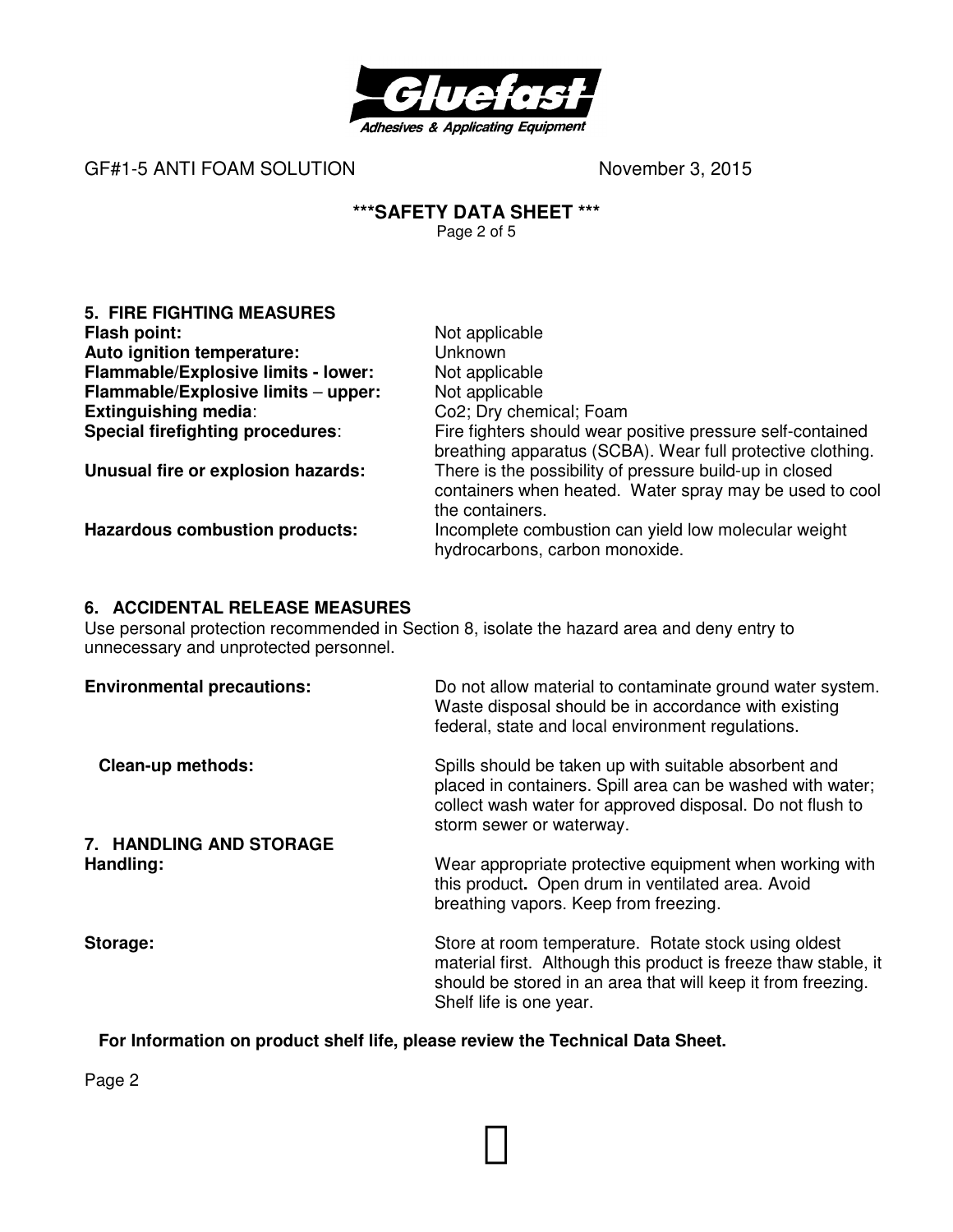# 5. FIRE FIGHTING MEASURES

**Flash point:** Not applicable

**Auto ignition temperature:** Unknown

**Flammable/Explosive limits - lower:** Not applicable

**Flammable/Explosive limits – upper:** Not applicable

**Extinguishing media**: Co2; Dry chemical; Foam

**Special firefighting procedures**: Fire fighters should wear positive pressure self-contained breathing apparatus (SCBA). Wear full protective clothing.

**Unusual fire or explosion hazards:** There is the possibility of pressure build-up in closed containers when heated. Water spray may be used to cool the containers.

**Hazardous combustion products:** Incomplete combustion can yield low molecular weight hydrocarbons, carbon monoxide.

# 6. ACCIDENTAL RELEASE MEASURES

Use personal protection recommended in Section 8, isolate the hazard area and deny entry to unnecessary and unprotected personnel.

**Environmental precautions:** Do not allow material to contaminate ground water system. Waste disposal should be in accordance with existing federal, state and local environment regulations.

**Clean-up methods:** Spills should be taken up with suitable absorbent and placed in containers. Spill area can be washed with water; collect wash water for approved disposal. Do not flush to storm sewer or waterway.

# 7. HANDLING AND STORAGE

**Handling:** Wear appropriate protective equipment when working with this product**.** Open drum in ventilated area. Avoid breathing vapors. Keep from freezing.

**Storage:** Store at room temperature. Rotate stock using oldest material first. Although this product is freeze thaw stable, it should be stored in an area that will keep it from freezing. Shelf life is one year.

**For Information on product shelf life, please review the Technical Data Sheet.**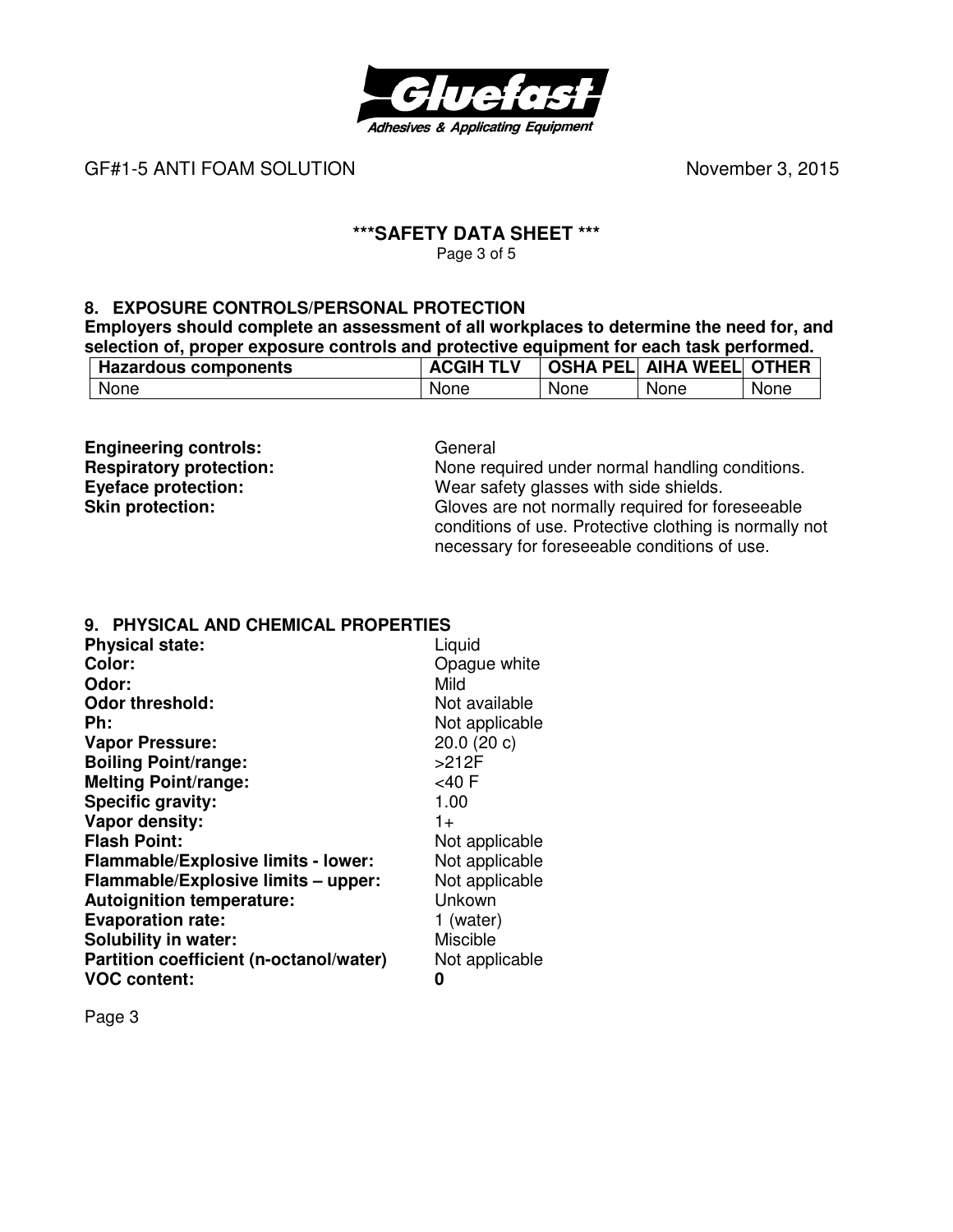## 8. EXPOSURE CONTROLS/PERSONAL PROTECTION

**Employers should complete an assessment of all workplaces to determine the need for, and selection of, proper exposure controls and protective equipment for each task performed.**

| Hazardous components | ACGIH TLV | OSHA PEL | AIHA WEEL | OTHER |
|---|---|---|---|---|
| None | None | None | None | None |

**Engineering controls:** General

**Respiratory protection:** None required under normal handling conditions.

**Eyeface protection:** Wear safety glasses with side shields.

**Skin protection:** Gloves are not normally required for foreseeable conditions of use. Protective clothing is normally not necessary for foreseeable conditions of use.

## 9. PHYSICAL AND CHEMICAL PROPERTIES

**Physical state:** Liquid
**Color:** Opague white
**Odor:** Mild
**Odor threshold:** Not available
**Ph:** Not applicable
**Vapor Pressure:** 20.0 (20 c)
**Boiling Point/range:** >212F
**Melting Point/range:** <40 F
**Specific gravity:** 1.00
**Vapor density:** 1+
**Flash Point:** Not applicable
**Flammable/Explosive limits - lower:** Not applicable
**Flammable/Explosive limits – upper:** Not applicable
**Autoignition temperature:** Unkown
**Evaporation rate:** 1 (water)
**Solubility in water:** Miscible
**Partition coefficient (n-octanol/water)** Not applicable
**VOC content:** **0**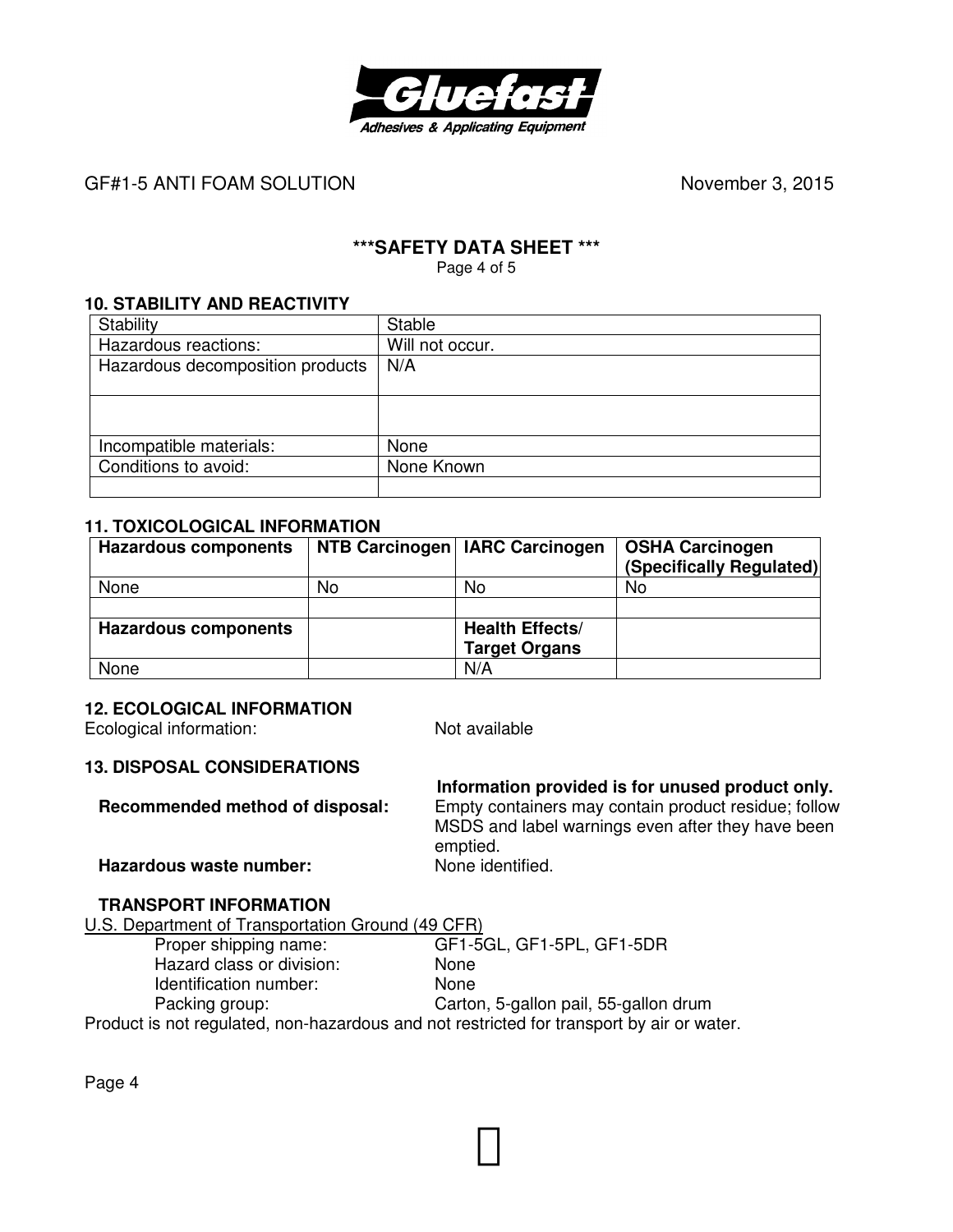GF#1-5 ANTI FOAM SOLUTION November 3, 2015

## ***SAFETY DATA SHEET ***

### 10. STABILITY AND REACTIVITY

| Stability | Stable |
|---|---|
| Hazardous reactions: | Will not occur. |
| Hazardous decomposition products | N/A |
| | |
| Incompatible materials: | None |
| Conditions to avoid: | None Known |
| | |

### 11. TOXICOLOGICAL INFORMATION

| **Hazardous components** | **NTB Carcinogen** | **IARC Carcinogen** | **OSHA Carcinogen (Specifically Regulated)** |
|---|---|---|---|
| None | No | No | No |
| | | | |
| **Hazardous components** | | **Health Effects/ Target Organs** | |
| None | | N/A | |

### 12. ECOLOGICAL INFORMATION

Ecological information: Not available

### 13. DISPOSAL CONSIDERATIONS

**Information provided is for unused product only.**

**Recommended method of disposal:** Empty containers may contain product residue; follow MSDS and label warnings even after they have been emptied.

**Hazardous waste number:** None identified.

### TRANSPORT INFORMATION

U.S. Department of Transportation Ground (49 CFR)

- Proper shipping name: GF1-5GL, GF1-5PL, GF1-5DR
- Hazard class or division: None
- Identification number: None
- Packing group: Carton, 5-gallon pail, 55-gallon drum

Product is not regulated, non-hazardous and not restricted for transport by air or water.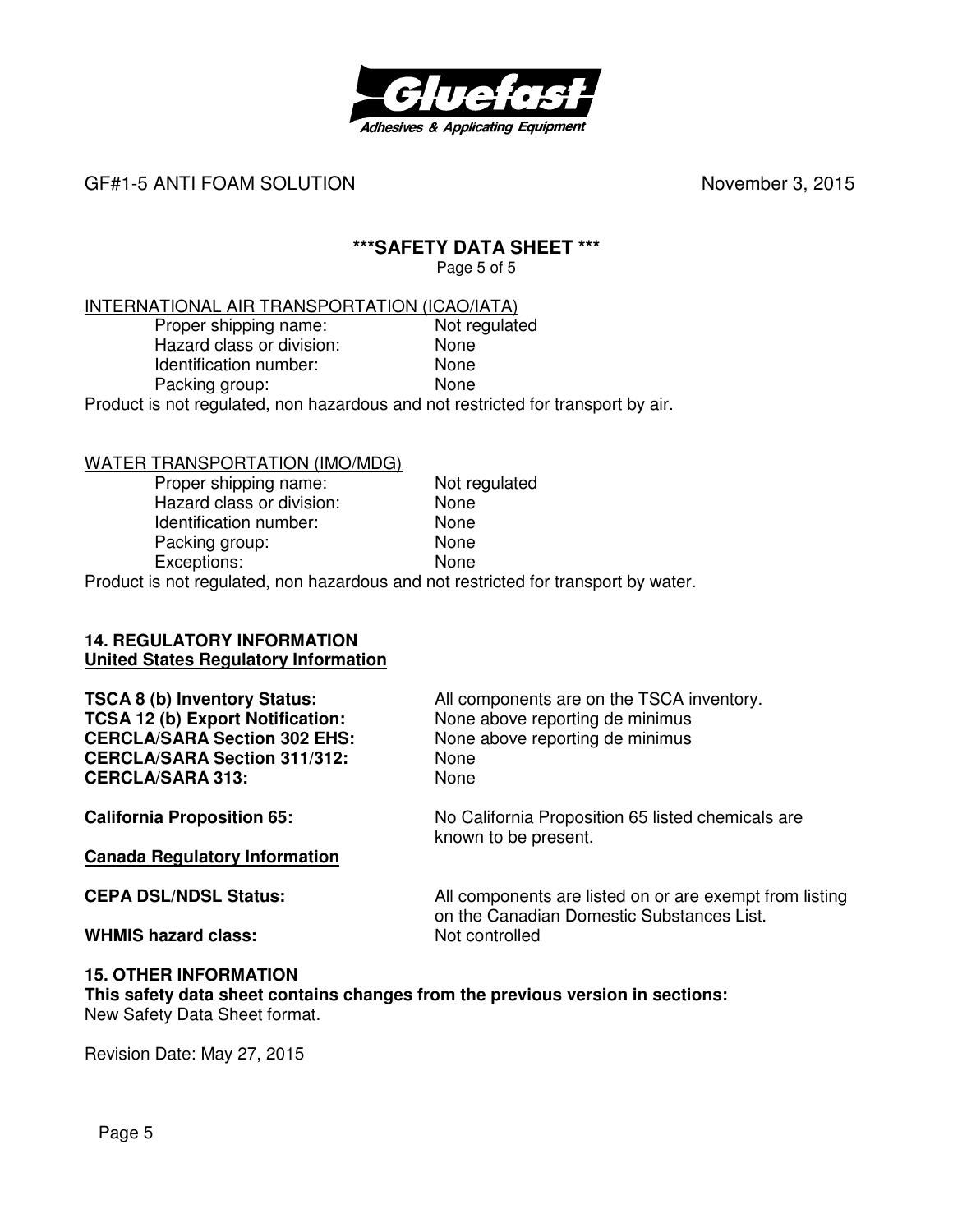INTERNATIONAL AIR TRANSPORTATION (ICAO/IATA)

| | |
|---|---|
| Proper shipping name: | Not regulated |
| Hazard class or division: | None |
| Identification number: | None |
| Packing group: | None |

Product is not regulated, non hazardous and not restricted for transport by air.

WATER TRANSPORTATION (IMO/MDG)

| | |
|---|---|
| Proper shipping name: | Not regulated |
| Hazard class or division: | None |
| Identification number: | None |
| Packing group: | None |
| Exceptions: | None |

Product is not regulated, non hazardous and not restricted for transport by water.

## 14. REGULATORY INFORMATION

**United States Regulatory Information**

| | |
|---|---|
| **TSCA 8 (b) Inventory Status:** | All components are on the TSCA inventory. |
| **TCSA 12 (b) Export Notification:** | None above reporting de minimus |
| **CERCLA/SARA Section 302 EHS:** | None above reporting de minimus |
| **CERCLA/SARA Section 311/312:** | None |
| **CERCLA/SARA 313:** | None |
| **California Proposition 65:** | No California Proposition 65 listed chemicals are known to be present. |

**Canada Regulatory Information**

| | |
|---|---|
| **CEPA DSL/NDSL Status:** | All components are listed on or are exempt from listing on the Canadian Domestic Substances List. |
| **WHMIS hazard class:** | Not controlled |

## 15. OTHER INFORMATION

**This safety data sheet contains changes from the previous version in sections:**
New Safety Data Sheet format.

Revision Date: May 27, 2015